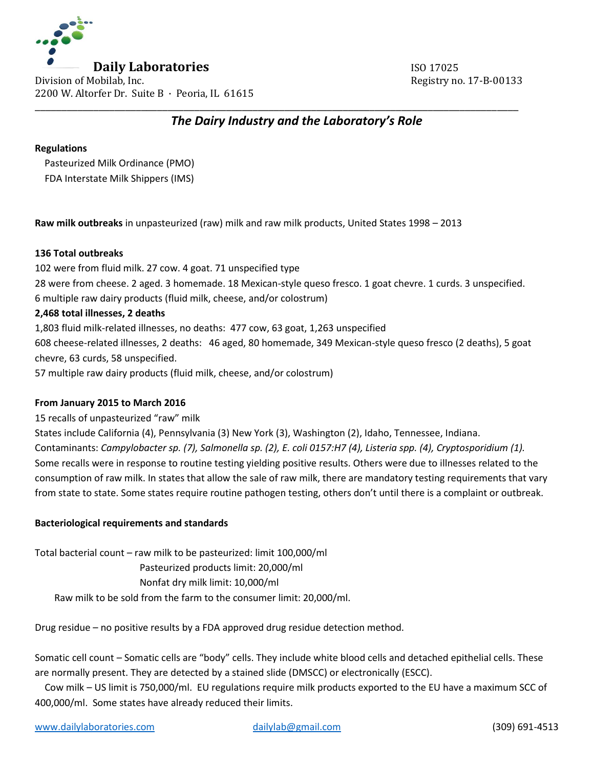# Daily Laboratories

Division of Mobilab, Inc.
2200 W. Altorfer Dr. Suite B · Peoria, IL 61615

ISO 17025
Registry no. 17-B-00133

---

## *The Dairy Industry and the Laboratory's Role*

**Regulations**

Pasteurized Milk Ordinance (PMO)
FDA Interstate Milk Shippers (IMS)

**Raw milk outbreaks** in unpasteurized (raw) milk and raw milk products, United States 1998 – 2013

**136 Total outbreaks**

102 were from fluid milk. 27 cow. 4 goat. 71 unspecified type
28 were from cheese. 2 aged. 3 homemade. 18 Mexican-style queso fresco. 1 goat chevre. 1 curds. 3 unspecified.
6 multiple raw dairy products (fluid milk, cheese, and/or colostrum)

**2,468 total illnesses, 2 deaths**

1,803 fluid milk-related illnesses, no deaths: 477 cow, 63 goat, 1,263 unspecified
608 cheese-related illnesses, 2 deaths: 46 aged, 80 homemade, 349 Mexican-style queso fresco (2 deaths), 5 goat chevre, 63 curds, 58 unspecified.
57 multiple raw dairy products (fluid milk, cheese, and/or colostrum)

**From January 2015 to March 2016**

15 recalls of unpasteurized "raw" milk
States include California (4), Pennsylvania (3) New York (3), Washington (2), Idaho, Tennessee, Indiana.
Contaminants: *Campylobacter sp. (7), Salmonella sp. (2), E. coli 0157:H7 (4), Listeria spp. (4), Cryptosporidium (1).*
Some recalls were in response to routine testing yielding positive results. Others were due to illnesses related to the consumption of raw milk. In states that allow the sale of raw milk, there are mandatory testing requirements that vary from state to state. Some states require routine pathogen testing, others don't until there is a complaint or outbreak.

**Bacteriological requirements and standards**

Total bacterial count – raw milk to be pasteurized: limit 100,000/ml
Pasteurized products limit: 20,000/ml
Nonfat dry milk limit: 10,000/ml
Raw milk to be sold from the farm to the consumer limit: 20,000/ml.

Drug residue – no positive results by a FDA approved drug residue detection method.

Somatic cell count – Somatic cells are "body" cells. They include white blood cells and detached epithelial cells. These are normally present. They are detected by a stained slide (DMSCC) or electronically (ESCC).

Cow milk – US limit is 750,000/ml. EU regulations require milk products exported to the EU have a maximum SCC of 400,000/ml. Some states have already reduced their limits.

www.dailylaboratories.com    dailylab@gmail.com    (309) 691-4513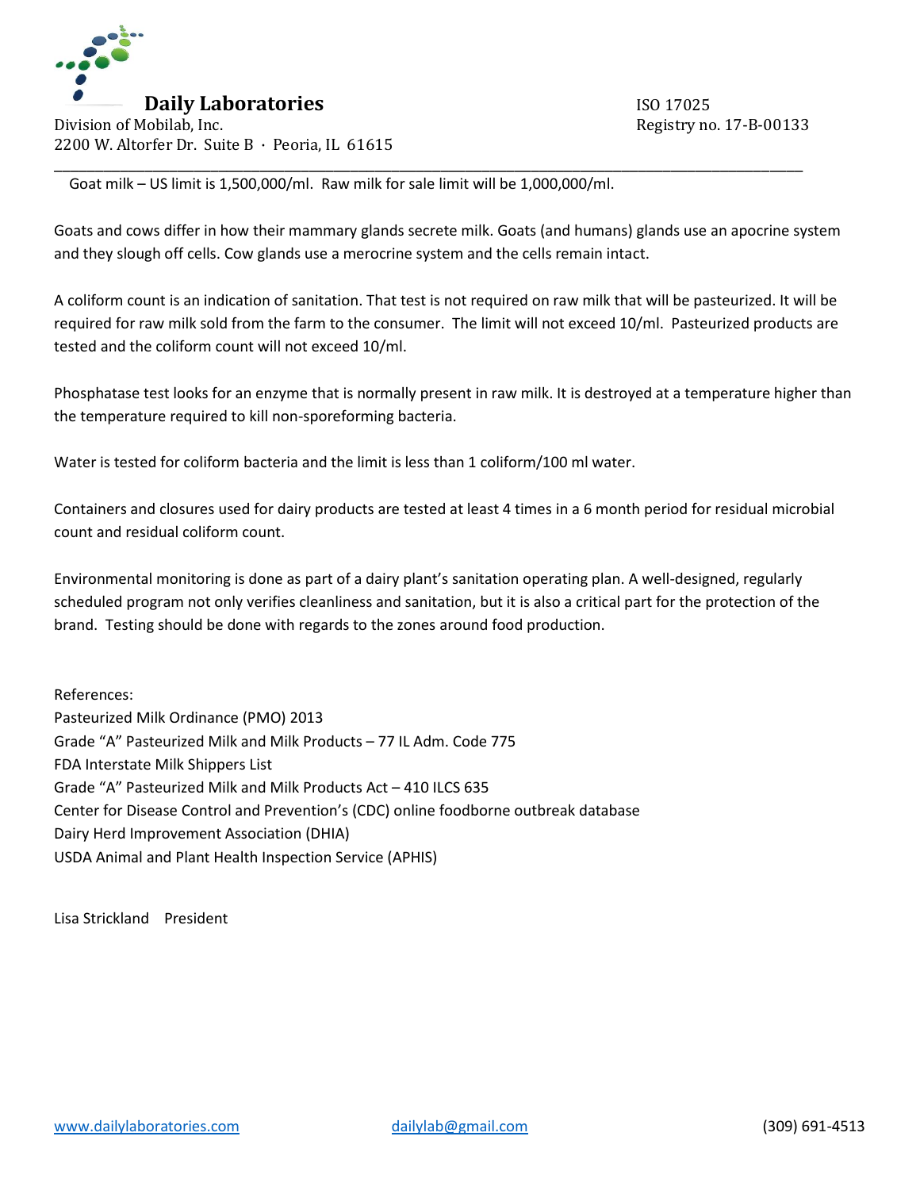Goat milk – US limit is 1,500,000/ml. Raw milk for sale limit will be 1,000,000/ml.

Goats and cows differ in how their mammary glands secrete milk. Goats (and humans) glands use an apocrine system and they slough off cells. Cow glands use a merocrine system and the cells remain intact.

A coliform count is an indication of sanitation. That test is not required on raw milk that will be pasteurized. It will be required for raw milk sold from the farm to the consumer. The limit will not exceed 10/ml. Pasteurized products are tested and the coliform count will not exceed 10/ml.

Phosphatase test looks for an enzyme that is normally present in raw milk. It is destroyed at a temperature higher than the temperature required to kill non-sporeforming bacteria.

Water is tested for coliform bacteria and the limit is less than 1 coliform/100 ml water.

Containers and closures used for dairy products are tested at least 4 times in a 6 month period for residual microbial count and residual coliform count.

Environmental monitoring is done as part of a dairy plant's sanitation operating plan. A well-designed, regularly scheduled program not only verifies cleanliness and sanitation, but it is also a critical part for the protection of the brand. Testing should be done with regards to the zones around food production.

References:
Pasteurized Milk Ordinance (PMO) 2013
Grade "A" Pasteurized Milk and Milk Products – 77 IL Adm. Code 775
FDA Interstate Milk Shippers List
Grade "A" Pasteurized Milk and Milk Products Act – 410 ILCS 635
Center for Disease Control and Prevention's (CDC) online foodborne outbreak database
Dairy Herd Improvement Association (DHIA)
USDA Animal and Plant Health Inspection Service (APHIS)

Lisa Strickland President